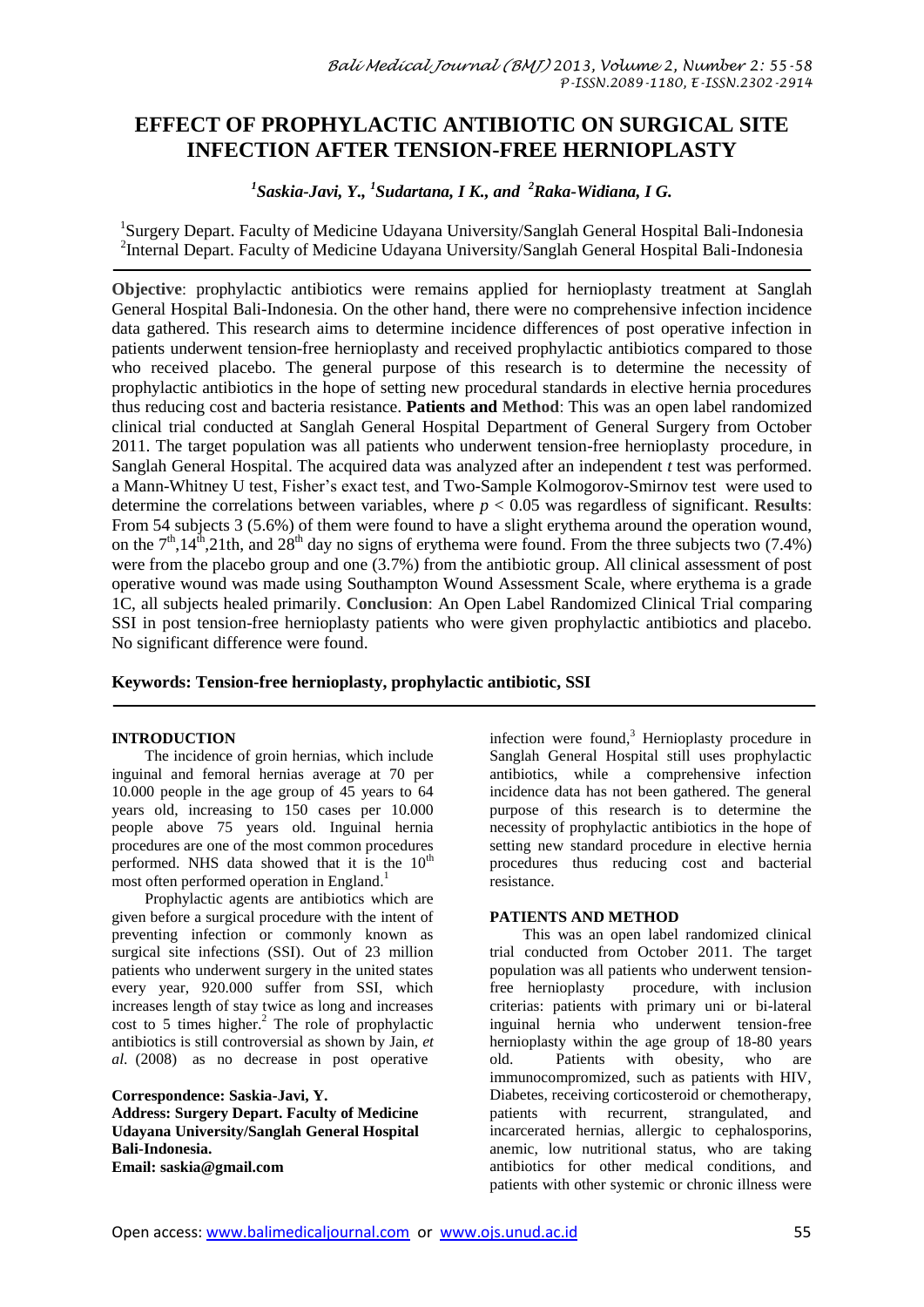# EFFECT OF PROPHYLACTIC ANTIBIOTIC ON SURGICAL SITE INFECTION AFTER TENSION-FREE HERNIOPLASTY

***[1]Saskia-Javi, Y., [1]Sudartana, I K., and [2]Raka-Widiana, I G.***

[1]Surgery Depart. Faculty of Medicine Udayana University/Sanglah General Hospital Bali-Indonesia
[2]Internal Depart. Faculty of Medicine Udayana University/Sanglah General Hospital Bali-Indonesia

**Objective**: prophylactic antibiotics were remains applied for hernioplasty treatment at Sanglah General Hospital Bali-Indonesia. On the other hand, there were no comprehensive infection incidence data gathered. This research aims to determine incidence differences of post operative infection in patients underwent tension-free hernioplasty and received prophylactic antibiotics compared to those who received placebo. The general purpose of this research is to determine the necessity of prophylactic antibiotics in the hope of setting new procedural standards in elective hernia procedures thus reducing cost and bacteria resistance. **Patients and Method**: This was an open label randomized clinical trial conducted at Sanglah General Hospital Department of General Surgery from October 2011. The target population was all patients who underwent tension-free hernioplasty procedure, in Sanglah General Hospital. The acquired data was analyzed after an independent *t* test was performed. a Mann-Whitney U test, Fisher's exact test, and Two-Sample Kolmogorov-Smirnov test were used to determine the correlations between variables, where $p < 0.05$ was regardless of significant. **Results**: From 54 subjects 3 (5.6%) of them were found to have a slight erythema around the operation wound, on the $7^{th}$, $14^{th}$, 21th, and $28^{th}$ day no signs of erythema were found. From the three subjects two (7.4%) were from the placebo group and one (3.7%) from the antibiotic group. All clinical assessment of post operative wound was made using Southampton Wound Assessment Scale, where erythema is a grade 1C, all subjects healed primarily. **Conclusion**: An Open Label Randomized Clinical Trial comparing SSI in post tension-free hernioplasty patients who were given prophylactic antibiotics and placebo. No significant difference were found.

**Keywords: Tension-free hernioplasty, prophylactic antibiotic, SSI**

## INTRODUCTION

The incidence of groin hernias, which include inguinal and femoral hernias average at 70 per 10.000 people in the age group of 45 years to 64 years old, increasing to 150 cases per 10.000 people above 75 years old. Inguinal hernia procedures are one of the most common procedures performed. NHS data showed that it is the $10^{th}$ most often performed operation in England.[1]

Prophylactic agents are antibiotics which are given before a surgical procedure with the intent of preventing infection or commonly known as surgical site infections (SSI). Out of 23 million patients who underwent surgery in the united states every year, 920.000 suffer from SSI, which increases length of stay twice as long and increases cost to 5 times higher.[2] The role of prophylactic antibiotics is still controversial as shown by Jain, *et al*. (2008) as no decrease in post operative infection were found,[3] Hernioplasty procedure in Sanglah General Hospital still uses prophylactic antibiotics, while a comprehensive infection incidence data has not been gathered. The general purpose of this research is to determine the necessity of prophylactic antibiotics in the hope of setting new standard procedure in elective hernia procedures thus reducing cost and bacterial resistance.

**Correspondence: Saskia-Javi, Y.**
**Address: Surgery Depart. Faculty of Medicine Udayana University/Sanglah General Hospital Bali-Indonesia.**
**Email: saskia@gmail.com**

## PATIENTS AND METHOD

This was an open label randomized clinical trial conducted from October 2011. The target population was all patients who underwent tension-free hernioplasty procedure, with inclusion criterias: patients with primary uni or bi-lateral inguinal hernia who underwent tension-free hernioplasty within the age group of 18-80 years old. Patients with obesity, who are immunocompromized, such as patients with HIV, Diabetes, receiving corticosteroid or chemotherapy, patients with recurrent, strangulated, and incarcerated hernias, allergic to cephalosporins, anemic, low nutritional status, who are taking antibiotics for other medical conditions, and patients with other systemic or chronic illness were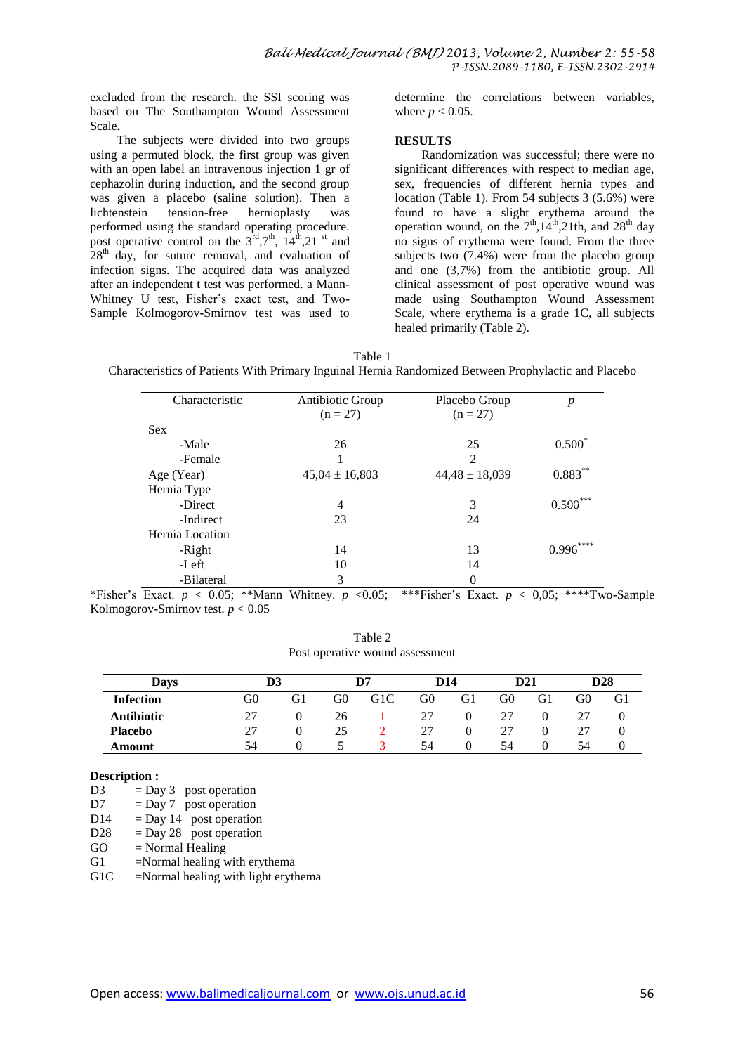excluded from the research. the SSI scoring was based on The Southampton Wound Assessment Scale**.**

The subjects were divided into two groups using a permuted block, the first group was given with an open label an intravenous injection 1 gr of cephazolin during induction, and the second group was given a placebo (saline solution). Then a lichtenstein tension-free hernioplasty was performed using the standard operating procedure. post operative control on the 3rd,7th, 14th,21 st and 28th day, for suture removal, and evaluation of infection signs. The acquired data was analyzed after an independent t test was performed. a Mann-Whitney U test, Fisher's exact test, and Two-Sample Kolmogorov-Smirnov test was used to determine the correlations between variables, where $p < 0.05$.

**RESULTS**

Randomization was successful; there were no significant differences with respect to median age, sex, frequencies of different hernia types and location (Table 1). From 54 subjects 3 (5.6%) were found to have a slight erythema around the operation wound, on the 7th,14th,21th, and 28th day no signs of erythema were found. From the three subjects two (7.4%) were from the placebo group and one (3,7%) from the antibiotic group. All clinical assessment of post operative wound was made using Southampton Wound Assessment Scale, where erythema is a grade 1C, all subjects healed primarily (Table 2).

Table 1
Characteristics of Patients With Primary Inguinal Hernia Randomized Between Prophylactic and Placebo

| Characteristic | Antibiotic Group (n = 27) | Placebo Group (n = 27) | $p$ |
|---|---|---|---|
| Sex | | | |
| -Male | 26 | 25 | 0.500* |
| -Female | 1 | 2 | |
| Age (Year) | 45,04 ± 16,803 | 44,48 ± 18,039 | 0.883** |
| Hernia Type | | | |
| -Direct | 4 | 3 | 0.500*** |
| -Indirect | 23 | 24 | |
| Hernia Location | | | |
| -Right | 14 | 13 | 0.996**** |
| -Left | 10 | 14 | |
| -Bilateral | 3 | 0 | |

*Fisher's Exact. $p < 0.05$; **Mann Whitney. $p < 0.05$; ***Fisher's Exact. $p < 0,05$; ****Two-Sample Kolmogorov-Smirnov test. $p < 0.05$

Table 2
Post operative wound assessment

| **Days** | **D3** | | **D7** | | **D14** | | **D21** | | **D28** | |
|---|---|---|---|---|---|---|---|---|---|---|
| **Infection** | G0 | G1 | G0 | G1C | G0 | G1 | G0 | G1 | G0 | G1 |
| **Antibiotic** | 27 | 0 | 26 | 1 | 27 | 0 | 27 | 0 | 27 | 0 |
| **Placebo** | 27 | 0 | 25 | 2 | 27 | 0 | 27 | 0 | 27 | 0 |
| **Amount** | 54 | 0 | 5 | 3 | 54 | 0 | 54 | 0 | 54 | 0 |

**Description :**

D3 = Day 3 post operation
D7 = Day 7 post operation
D14 = Day 14 post operation
D28 = Day 28 post operation
GO = Normal Healing
G1 =Normal healing with erythema
G1C =Normal healing with light erythema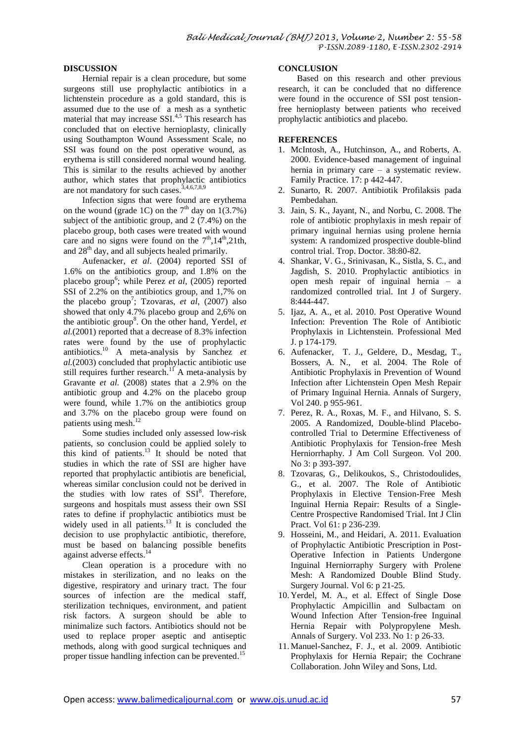## DISCUSSION

Hernial repair is a clean procedure, but some surgeons still use prophylactic antibiotics in a lichtenstein procedure as a gold standard, this is assumed due to the use of a mesh as a synthetic material that may increase SSI.[4,5] This research has concluded that on elective hernioplasty, clinically using Southampton Wound Assessment Scale, no SSI was found on the post operative wound, as erythema is still considered normal wound healing. This is similar to the results achieved by another author, which states that prophylactic antibiotics are not mandatory for such cases.[3,4,6,7,8,9]

Infection signs that were found are erythema on the wound (grade 1C) on the 7[th] day on 1(3.7%) subject of the antibiotic group, and 2 (7.4%) on the placebo group, both cases were treated with wound care and no signs were found on the 7[th],14[th],21th, and 28[th] day, and all subjects healed primarily.

Aufenacker, *et al*. (2004) reported SSI of 1.6% on the antibiotics group, and 1.8% on the placebo group[6]; while Perez *et al*, (2005) reported SSI of 2.2% on the antibiotics group, and 1,7% on the placebo group[7]; Tzovaras, *et al*, (2007) also showed that only 4.7% placebo group and 2,6% on the antibiotic group[8]. On the other hand, Yerdel, *et al.*(2001) reported that a decrease of 8.3% infection rates were found by the use of prophylactic antibiotics.[10] A meta-analysis by Sanchez *et al.*(2003) concluded that prophylactic antibiotic use still requires further research.[11] A meta-analysis by Gravante *et al.* (2008) states that a 2.9% on the antibiotic group and 4.2% on the placebo group were found, while 1.7% on the antibiotics group and 3.7% on the placebo group were found on patients using mesh.[12]

Some studies included only assessed low-risk patients, so conclusion could be applied solely to this kind of patients.[13] It should be noted that studies in which the rate of SSI are higher have reported that prophylactic antibiotis are beneficial, whereas similar conclusion could not be derived in the studies with low rates of SSI[8]. Therefore, surgeons and hospitals must assess their own SSI rates to define if prophylactic antibiotics must be widely used in all patients.[13] It is concluded the decision to use prophylactic antibiotic, therefore, must be based on balancing possible benefits against adverse effects.[14]

Clean operation is a procedure with no mistakes in sterilization, and no leaks on the digestive, respiratory and urinary tract. The four sources of infection are the medical staff, sterilization techniques, environment, and patient risk factors. A surgeon should be able to minimalize such factors. Antibiotics should not be used to replace proper aseptic and antiseptic methods, along with good surgical techniques and proper tissue handling infection can be prevented.[15]

## CONCLUSION

Based on this research and other previous research, it can be concluded that no difference were found in the occurence of SSI post tension-free hernioplasty between patients who received prophylactic antibiotics and placebo.

## REFERENCES

1. McIntosh, A., Hutchinson, A., and Roberts, A. 2000. Evidence-based management of inguinal hernia in primary care – a systematic review. Family Practice. 17: p 442-447.
2. Sunarto, R. 2007. Antibiotik Profilaksis pada Pembedahan.
3. Jain, S. K., Jayant, N., and Norbu, C. 2008. The role of antibiotic prophylaxis in mesh repair of primary inguinal hernias using prolene hernia system: A randomized prospective double-blind control trial. Trop. Doctor. 38:80-82.
4. Shankar, V. G., Srinivasan, K., Sistla, S. C., and Jagdish, S. 2010. Prophylactic antibiotics in open mesh repair of inguinal hernia – a randomized controlled trial. Int J of Surgery. 8:444-447.
5. Ijaz, A. A., et al. 2010. Post Operative Wound Infection: Prevention The Role of Antibiotic Prophylaxis in Lichtenstein. Professional Med J. p 174-179.
6. Aufenacker, T. J., Geldere, D., Mesdag, T., Bossers, A. N., et al. 2004. The Role of Antibiotic Prophylaxis in Prevention of Wound Infection after Lichtenstein Open Mesh Repair of Primary Inguinal Hernia. Annals of Surgery, Vol 240. p 955-961.
7. Perez, R. A., Roxas, M. F., and Hilvano, S. S. 2005. A Randomized, Double-blind Placebo-controlled Trial to Determine Effectiveness of Antibiotic Prophylaxis for Tension-free Mesh Herniorrhaphy. J Am Coll Surgeon. Vol 200. No 3: p 393-397.
8. Tzovaras, G., Delikoukos, S., Christodoulides, G., et al. 2007. The Role of Antibiotic Prophylaxis in Elective Tension-Free Mesh Inguinal Hernia Repair: Results of a Single-Centre Prospective Randomised Trial. Int J Clin Pract. Vol 61: p 236-239.
9. Hosseini, M., and Heidari, A. 2011. Evaluation of Prophylactic Antibiotic Prescription in Post-Operative Infection in Patients Undergone Inguinal Herniorraphy Surgery with Prolene Mesh: A Randomized Double Blind Study. Surgery Journal. Vol 6: p 21-25.
10. Yerdel, M. A., et al. Effect of Single Dose Prophylactic Ampicillin and Sulbactam on Wound Infection After Tension-free Inguinal Hernia Repair with Polypropylene Mesh. Annals of Surgery. Vol 233. No 1: p 26-33.
11. Manuel-Sanchez, F. J., et al. 2009. Antibiotic Prophylaxis for Hernia Repair; the Cochrane Collaboration. John Wiley and Sons, Ltd.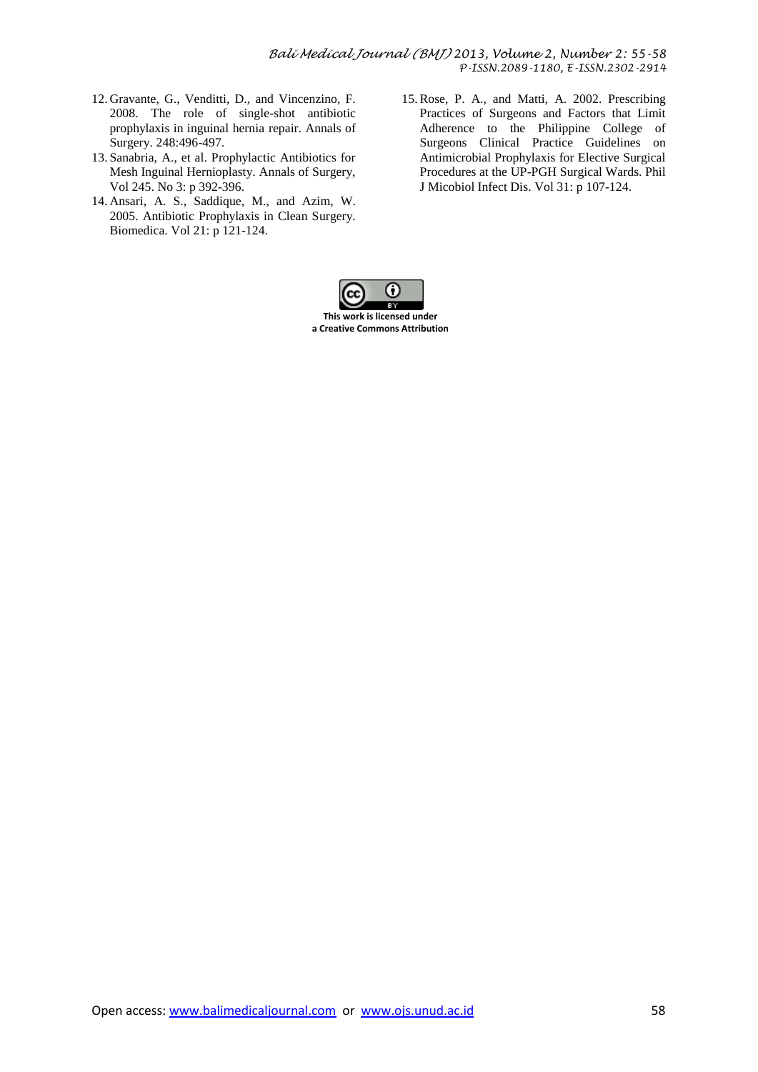12. Gravante, G., Venditti, D., and Vincenzino, F. 2008. The role of single-shot antibiotic prophylaxis in inguinal hernia repair. Annals of Surgery. 248:496-497.
13. Sanabria, A., et al. Prophylactic Antibiotics for Mesh Inguinal Hernioplasty. Annals of Surgery, Vol 245. No 3: p 392-396.
14. Ansari, A. S., Saddique, M., and Azim, W. 2005. Antibiotic Prophylaxis in Clean Surgery. Biomedica. Vol 21: p 121-124.
15. Rose, P. A., and Matti, A. 2002. Prescribing Practices of Surgeons and Factors that Limit Adherence to the Philippine College of Surgeons Clinical Practice Guidelines on Antimicrobial Prophylaxis for Elective Surgical Procedures at the UP-PGH Surgical Wards. Phil J Micobiol Infect Dis. Vol 31: p 107-124.

**This work is licensed under a Creative Commons Attribution**

Open access: www.balimedicaljournal.com or www.ojs.unud.ac.id